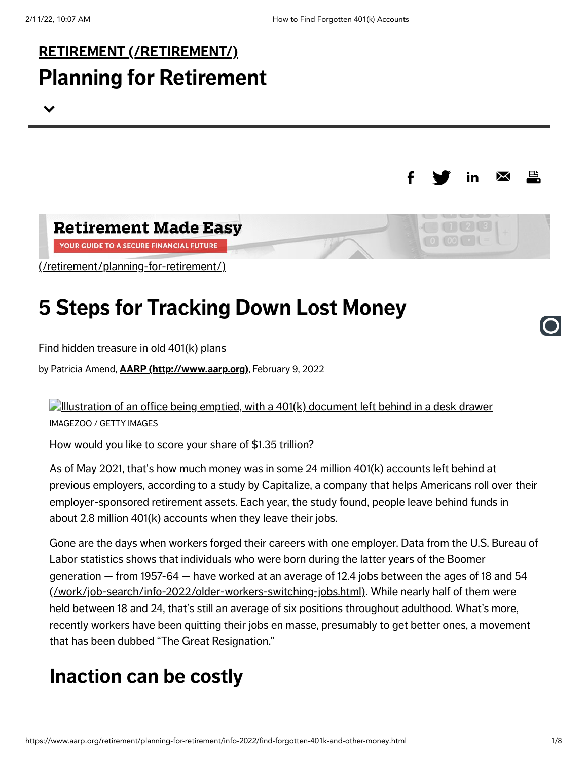## RETIREMENT (/RETIREMENT/)

# Planning for Retirement

**Retirement Made Easy**

YOUR GUIDE TO A SECURE FINANCIAL FUTURE

(/retirement/planning-for-retirement/)

# 5 Steps for Tracking Down Lost Money

Find hidden treasure in old 401(k) plans

by Patricia Amend, **AARP (http://www.aarp.org)**, February 9, 2022

Illustration of an office being emptied, with a 401(k) document left behind in a desk drawer

IMAGEZOO / GETTY IMAGES

How would you like to score your share of $1.35 trillion?

As of May 2021, that's how much money was in some 24 million 401(k) accounts left behind at previous employers, according to a study by Capitalize, a company that helps Americans roll over their employer-sponsored retirement assets. Each year, the study found, people leave behind funds in about 2.8 million 401(k) accounts when they leave their jobs.

Gone are the days when workers forged their careers with one employer. Data from the U.S. Bureau of Labor statistics shows that individuals who were born during the latter years of the Boomer generation — from 1957-64 — have worked at an average of 12.4 jobs between the ages of 18 and 54 (/work/job-search/info-2022/older-workers-switching-jobs.html). While nearly half of them were held between 18 and 24, that's still an average of six positions throughout adulthood. What's more, recently workers have been quitting their jobs en masse, presumably to get better ones, a movement that has been dubbed "The Great Resignation."

## Inaction can be costly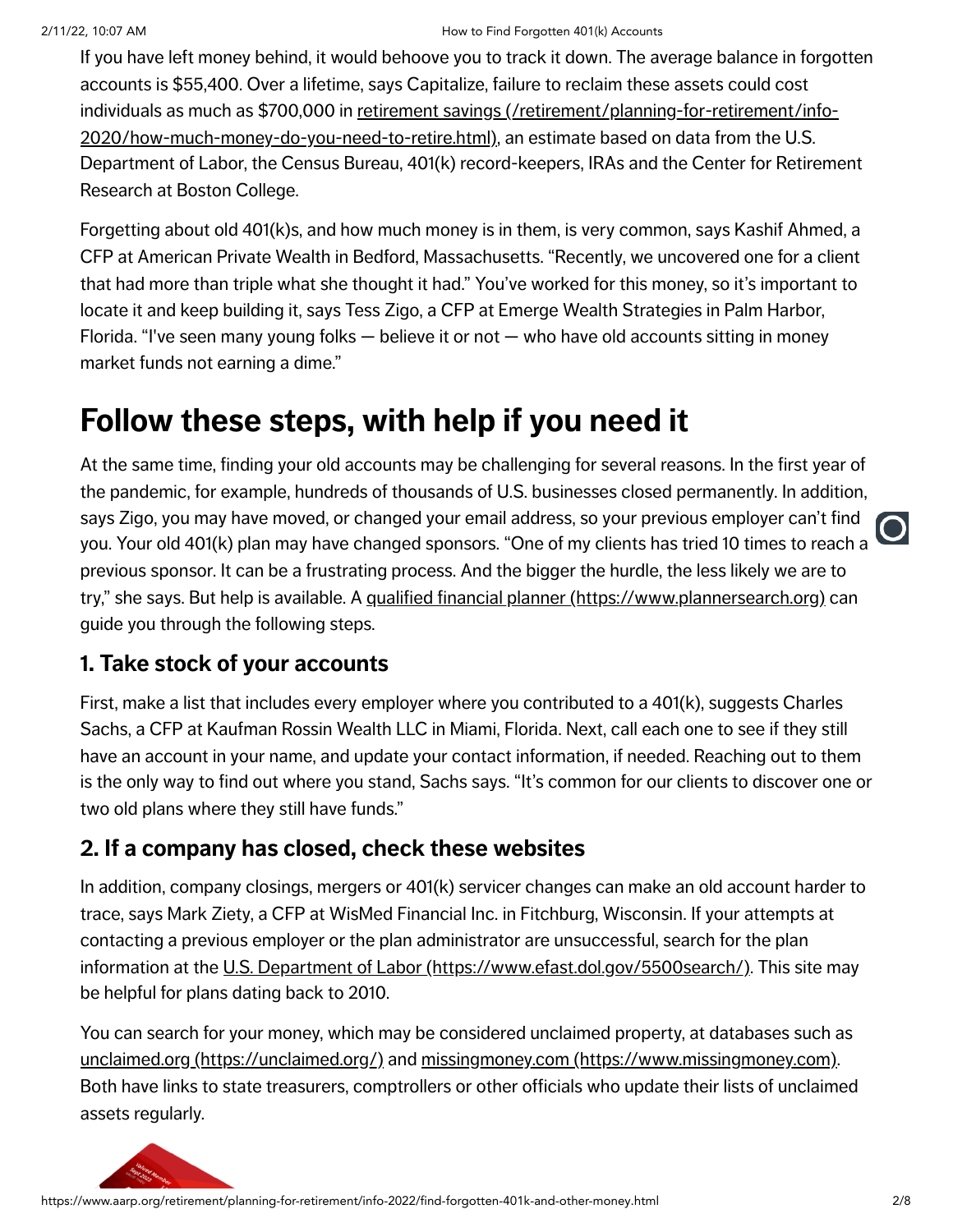If you have left money behind, it would behoove you to track it down. The average balance in forgotten accounts is $55,400. Over a lifetime, says Capitalize, failure to reclaim these assets could cost individuals as much as $700,000 in [retirement savings (/retirement/planning-for-retirement/info-2020/how-much-money-do-you-need-to-retire.html)](/retirement/planning-for-retirement/info-2020/how-much-money-do-you-need-to-retire.html), an estimate based on data from the U.S. Department of Labor, the Census Bureau, 401(k) record-keepers, IRAs and the Center for Retirement Research at Boston College.

Forgetting about old 401(k)s, and how much money is in them, is very common, says Kashif Ahmed, a CFP at American Private Wealth in Bedford, Massachusetts. "Recently, we uncovered one for a client that had more than triple what she thought it had." You've worked for this money, so it's important to locate it and keep building it, says Tess Zigo, a CFP at Emerge Wealth Strategies in Palm Harbor, Florida. "I've seen many young folks — believe it or not — who have old accounts sitting in money market funds not earning a dime."

# Follow these steps, with help if you need it

At the same time, finding your old accounts may be challenging for several reasons. In the first year of the pandemic, for example, hundreds of thousands of U.S. businesses closed permanently. In addition, says Zigo, you may have moved, or changed your email address, so your previous employer can't find you. Your old 401(k) plan may have changed sponsors. "One of my clients has tried 10 times to reach a previous sponsor. It can be a frustrating process. And the bigger the hurdle, the less likely we are to try," she says. But help is available. A [qualified financial planner (https://www.plannersearch.org)](https://www.plannersearch.org) can guide you through the following steps.

## 1. Take stock of your accounts

First, make a list that includes every employer where you contributed to a 401(k), suggests Charles Sachs, a CFP at Kaufman Rossin Wealth LLC in Miami, Florida. Next, call each one to see if they still have an account in your name, and update your contact information, if needed. Reaching out to them is the only way to find out where you stand, Sachs says. "It's common for our clients to discover one or two old plans where they still have funds."

## 2. If a company has closed, check these websites

In addition, company closings, mergers or 401(k) servicer changes can make an old account harder to trace, says Mark Ziety, a CFP at WisMed Financial Inc. in Fitchburg, Wisconsin. If your attempts at contacting a previous employer or the plan administrator are unsuccessful, search for the plan information at the [U.S. Department of Labor (https://www.efast.dol.gov/5500search/)](https://www.efast.dol.gov/5500search/). This site may be helpful for plans dating back to 2010.

You can search for your money, which may be considered unclaimed property, at databases such as [unclaimed.org (https://unclaimed.org/)](https://unclaimed.org/) and [missingmoney.com (https://www.missingmoney.com)](https://www.missingmoney.com). Both have links to state treasurers, comptrollers or other officials who update their lists of unclaimed assets regularly.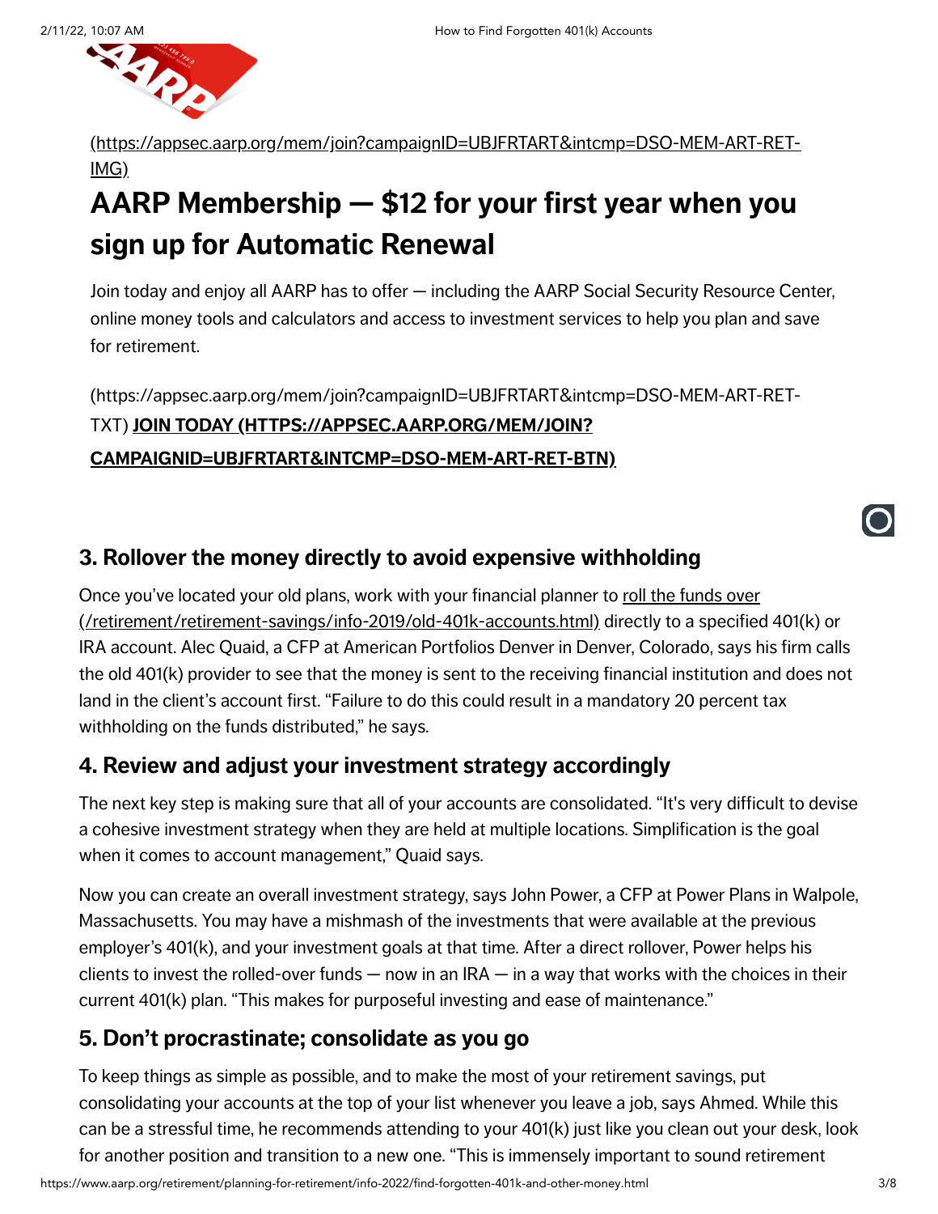(https://appsec.aarp.org/mem/join?campaignID=UBJFRTART&intcmp=DSO-MEM-ART-RET-IMG)

## AARP Membership — $12 for your first year when you sign up for Automatic Renewal

Join today and enjoy all AARP has to offer — including the AARP Social Security Resource Center, online money tools and calculators and access to investment services to help you plan and save for retirement.

(https://appsec.aarp.org/mem/join?campaignID=UBJFRTART&intcmp=DSO-MEM-ART-RET-TXT) **JOIN TODAY (HTTPS://APPSEC.AARP.ORG/MEM/JOIN?CAMPAIGNID=UBJFRTART&INTCMP=DSO-MEM-ART-RET-BTN)**

### 3. Rollover the money directly to avoid expensive withholding

Once you've located your old plans, work with your financial planner to roll the funds over (/retirement/retirement-savings/info-2019/old-401k-accounts.html) directly to a specified 401(k) or IRA account. Alec Quaid, a CFP at American Portfolios Denver in Denver, Colorado, says his firm calls the old 401(k) provider to see that the money is sent to the receiving financial institution and does not land in the client's account first. "Failure to do this could result in a mandatory 20 percent tax withholding on the funds distributed," he says.

### 4. Review and adjust your investment strategy accordingly

The next key step is making sure that all of your accounts are consolidated. "It's very difficult to devise a cohesive investment strategy when they are held at multiple locations. Simplification is the goal when it comes to account management," Quaid says.

Now you can create an overall investment strategy, says John Power, a CFP at Power Plans in Walpole, Massachusetts. You may have a mishmash of the investments that were available at the previous employer's 401(k), and your investment goals at that time. After a direct rollover, Power helps his clients to invest the rolled-over funds — now in an IRA — in a way that works with the choices in their current 401(k) plan. "This makes for purposeful investing and ease of maintenance."

### 5. Don't procrastinate; consolidate as you go

To keep things as simple as possible, and to make the most of your retirement savings, put consolidating your accounts at the top of your list whenever you leave a job, says Ahmed. While this can be a stressful time, he recommends attending to your 401(k) just like you clean out your desk, look for another position and transition to a new one. "This is immensely important to sound retirement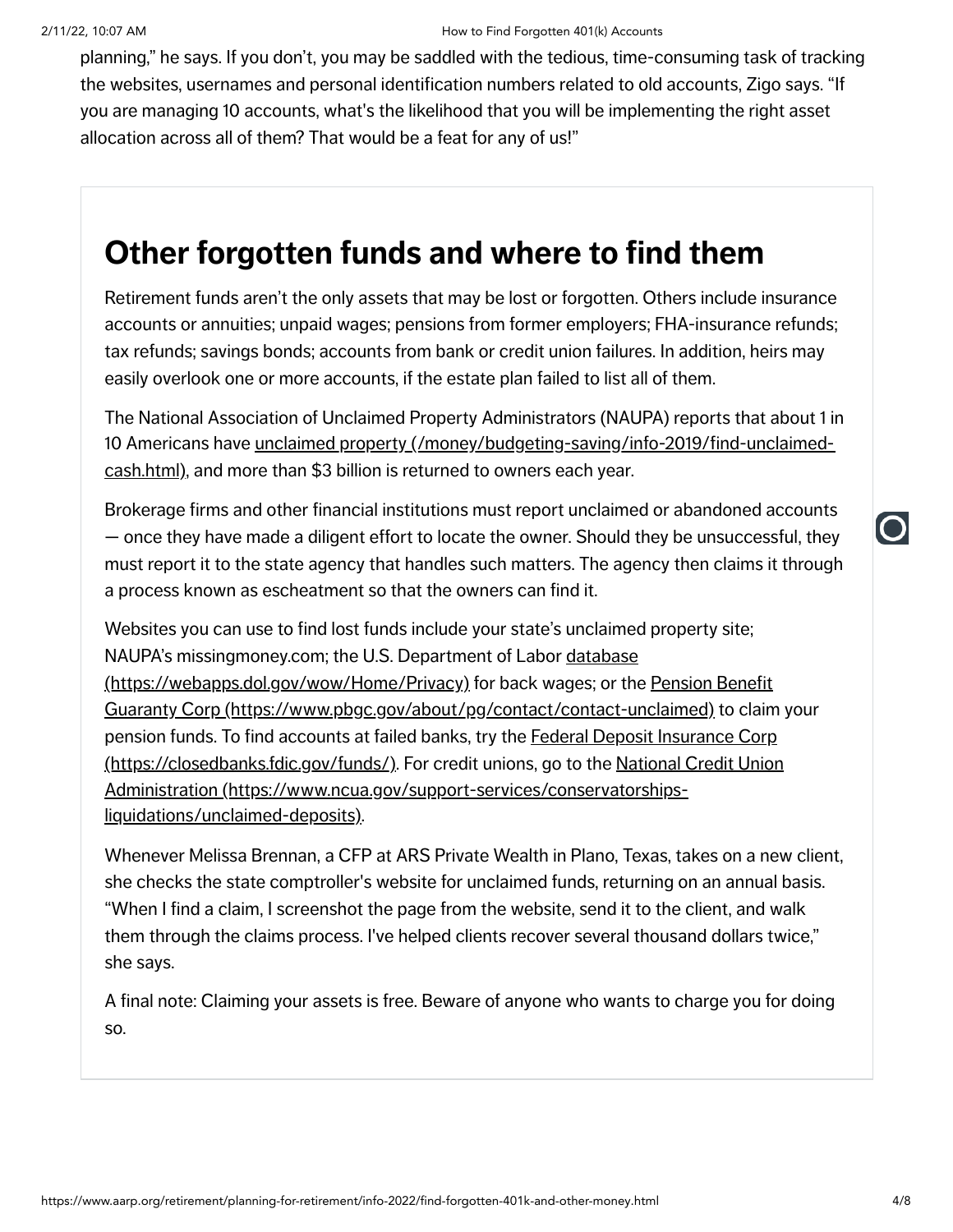planning," he says. If you don't, you may be saddled with the tedious, time-consuming task of tracking the websites, usernames and personal identification numbers related to old accounts, Zigo says. "If you are managing 10 accounts, what's the likelihood that you will be implementing the right asset allocation across all of them? That would be a feat for any of us!"

## Other forgotten funds and where to find them

Retirement funds aren't the only assets that may be lost or forgotten. Others include insurance accounts or annuities; unpaid wages; pensions from former employers; FHA-insurance refunds; tax refunds; savings bonds; accounts from bank or credit union failures. In addition, heirs may easily overlook one or more accounts, if the estate plan failed to list all of them.

The National Association of Unclaimed Property Administrators (NAUPA) reports that about 1 in 10 Americans have unclaimed property (/money/budgeting-saving/info-2019/find-unclaimed-cash.html), and more than $3 billion is returned to owners each year.

Brokerage firms and other financial institutions must report unclaimed or abandoned accounts — once they have made a diligent effort to locate the owner. Should they be unsuccessful, they must report it to the state agency that handles such matters. The agency then claims it through a process known as escheatment so that the owners can find it.

Websites you can use to find lost funds include your state's unclaimed property site; NAUPA's missingmoney.com; the U.S. Department of Labor database (https://webapps.dol.gov/wow/Home/Privacy) for back wages; or the Pension Benefit Guaranty Corp (https://www.pbgc.gov/about/pg/contact/contact-unclaimed) to claim your pension funds. To find accounts at failed banks, try the Federal Deposit Insurance Corp (https://closedbanks.fdic.gov/funds/). For credit unions, go to the National Credit Union Administration (https://www.ncua.gov/support-services/conservatorships-liquidations/unclaimed-deposits).

Whenever Melissa Brennan, a CFP at ARS Private Wealth in Plano, Texas, takes on a new client, she checks the state comptroller's website for unclaimed funds, returning on an annual basis. "When I find a claim, I screenshot the page from the website, send it to the client, and walk them through the claims process. I've helped clients recover several thousand dollars twice," she says.

A final note: Claiming your assets is free. Beware of anyone who wants to charge you for doing so.